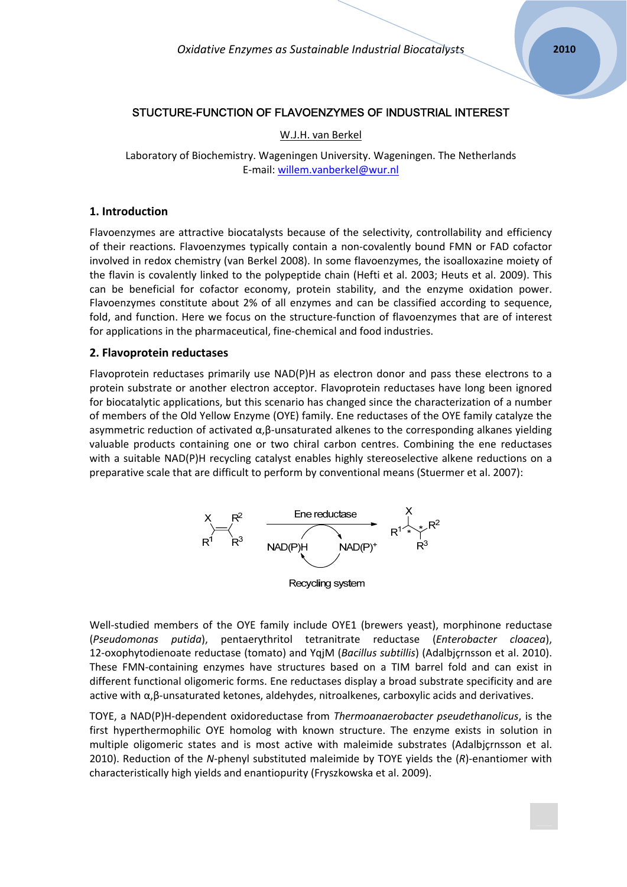# STUCTURE-FUNCTION OF FLAVOENZYMES OF INDUSTRIAL INTEREST

W.J.H. van Berkel

Laboratory of Biochemistry. Wageningen University. Wageningen. The Netherlands
E-mail: willem.vanberkel@wur.nl

## 1. Introduction

Flavoenzymes are attractive biocatalysts because of the selectivity, controllability and efficiency of their reactions. Flavoenzymes typically contain a non-covalently bound FMN or FAD cofactor involved in redox chemistry (van Berkel 2008). In some flavoenzymes, the isoalloxazine moiety of the flavin is covalently linked to the polypeptide chain (Hefti et al. 2003; Heuts et al. 2009). This can be beneficial for cofactor economy, protein stability, and the enzyme oxidation power. Flavoenzymes constitute about 2% of all enzymes and can be classified according to sequence, fold, and function. Here we focus on the structure-function of flavoenzymes that are of interest for applications in the pharmaceutical, fine-chemical and food industries.

## 2. Flavoprotein reductases

Flavoprotein reductases primarily use NAD(P)H as electron donor and pass these electrons to a protein substrate or another electron acceptor. Flavoprotein reductases have long been ignored for biocatalytic applications, but this scenario has changed since the characterization of a number of members of the Old Yellow Enzyme (OYE) family. Ene reductases of the OYE family catalyze the asymmetric reduction of activated α,β-unsaturated alkenes to the corresponding alkanes yielding valuable products containing one or two chiral carbon centres. Combining the ene reductases with a suitable NAD(P)H recycling catalyst enables highly stereoselective alkene reductions on a preparative scale that are difficult to perform by conventional means (Stuermer et al. 2007):

Ene reductase

NAD(P)H → NAD(P)$^+$

Recycling system

Well-studied members of the OYE family include OYE1 (brewers yeast), morphinone reductase (*Pseudomonas putida*), pentaerythritol tetranitrate reductase (*Enterobacter cloacea*), 12-oxophytodienoate reductase (tomato) and YqjM (*Bacillus subtillis*) (Adalbjçrnsson et al. 2010). These FMN-containing enzymes have structures based on a TIM barrel fold and can exist in different functional oligomeric forms. Ene reductases display a broad substrate specificity and are active with α,β-unsaturated ketones, aldehydes, nitroalkenes, carboxylic acids and derivatives.

TOYE, a NAD(P)H-dependent oxidoreductase from *Thermoanaerobacter pseudethanolicus*, is the first hyperthermophilic OYE homolog with known structure. The enzyme exists in solution in multiple oligomeric states and is most active with maleimide substrates (Adalbjçrnsson et al. 2010). Reduction of the *N*-phenyl substituted maleimide by TOYE yields the (*R*)-enantiomer with characteristically high yields and enantiopurity (Fryszkowska et al. 2009).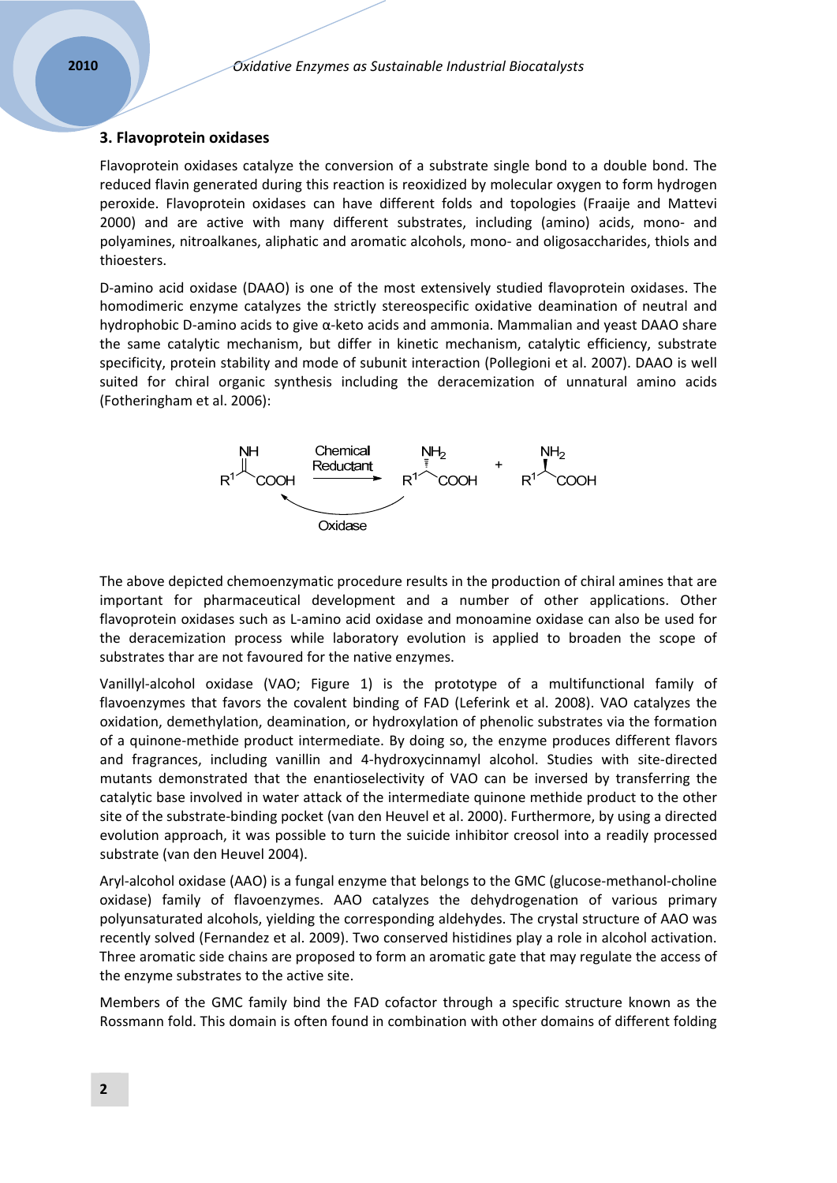## 3. Flavoprotein oxidases

Flavoprotein oxidases catalyze the conversion of a substrate single bond to a double bond. The reduced flavin generated during this reaction is reoxidized by molecular oxygen to form hydrogen peroxide. Flavoprotein oxidases can have different folds and topologies (Fraaije and Mattevi 2000) and are active with many different substrates, including (amino) acids, mono- and polyamines, nitroalkanes, aliphatic and aromatic alcohols, mono- and oligosaccharides, thiols and thioesters.

D-amino acid oxidase (DAAO) is one of the most extensively studied flavoprotein oxidases. The homodimeric enzyme catalyzes the strictly stereospecific oxidative deamination of neutral and hydrophobic D-amino acids to give α-keto acids and ammonia. Mammalian and yeast DAAO share the same catalytic mechanism, but differ in kinetic mechanism, catalytic efficiency, substrate specificity, protein stability and mode of subunit interaction (Pollegioni et al. 2007). DAAO is well suited for chiral organic synthesis including the deracemization of unnatural amino acids (Fotheringham et al. 2006):

$$R^1C(=NH)COOH \xrightarrow{\text{Chemical Reductant}} R^1CH(NH_2)COOH + R^1CH(NH_2)COOH$$

(Oxidase: conversion of one amine enantiomer back to the imine)

The above depicted chemoenzymatic procedure results in the production of chiral amines that are important for pharmaceutical development and a number of other applications. Other flavoprotein oxidases such as L-amino acid oxidase and monoamine oxidase can also be used for the deracemization process while laboratory evolution is applied to broaden the scope of substrates thar are not favoured for the native enzymes.

Vanillyl-alcohol oxidase (VAO; Figure 1) is the prototype of a multifunctional family of flavoenzymes that favors the covalent binding of FAD (Leferink et al. 2008). VAO catalyzes the oxidation, demethylation, deamination, or hydroxylation of phenolic substrates via the formation of a quinone-methide product intermediate. By doing so, the enzyme produces different flavors and fragrances, including vanillin and 4-hydroxycinnamyl alcohol. Studies with site-directed mutants demonstrated that the enantioselectivity of VAO can be inversed by transferring the catalytic base involved in water attack of the intermediate quinone methide product to the other site of the substrate-binding pocket (van den Heuvel et al. 2000). Furthermore, by using a directed evolution approach, it was possible to turn the suicide inhibitor creosol into a readily processed substrate (van den Heuvel 2004).

Aryl-alcohol oxidase (AAO) is a fungal enzyme that belongs to the GMC (glucose-methanol-choline oxidase) family of flavoenzymes. AAO catalyzes the dehydrogenation of various primary polyunsaturated alcohols, yielding the corresponding aldehydes. The crystal structure of AAO was recently solved (Fernandez et al. 2009). Two conserved histidines play a role in alcohol activation. Three aromatic side chains are proposed to form an aromatic gate that may regulate the access of the enzyme substrates to the active site.

Members of the GMC family bind the FAD cofactor through a specific structure known as the Rossmann fold. This domain is often found in combination with other domains of different folding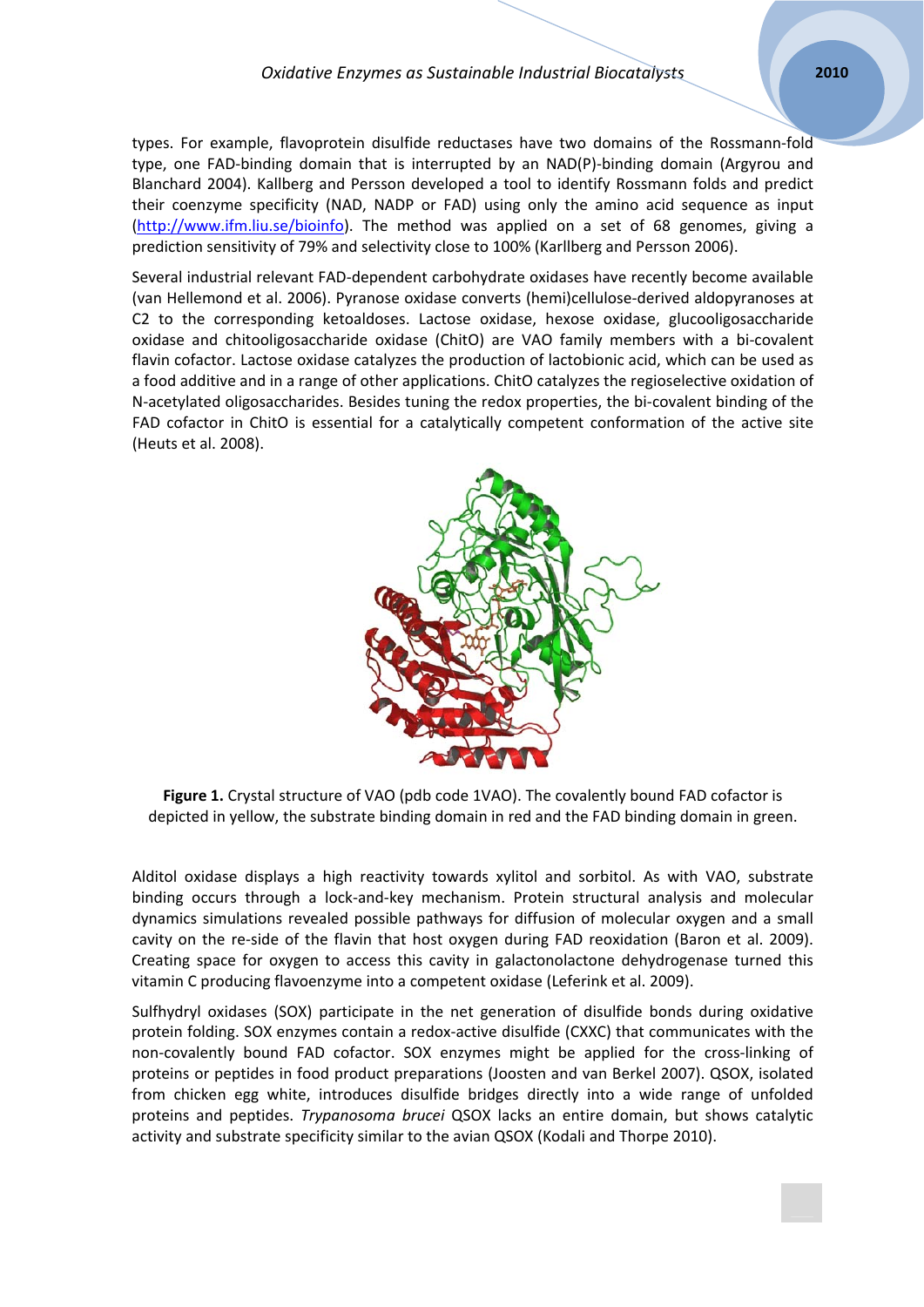types. For example, flavoprotein disulfide reductases have two domains of the Rossmann-fold type, one FAD-binding domain that is interrupted by an NAD(P)-binding domain (Argyrou and Blanchard 2004). Kallberg and Persson developed a tool to identify Rossmann folds and predict their coenzyme specificity (NAD, NADP or FAD) using only the amino acid sequence as input (http://www.ifm.liu.se/bioinfo). The method was applied on a set of 68 genomes, giving a prediction sensitivity of 79% and selectivity close to 100% (Karllberg and Persson 2006).

Several industrial relevant FAD-dependent carbohydrate oxidases have recently become available (van Hellemond et al. 2006). Pyranose oxidase converts (hemi)cellulose-derived aldopyranoses at C2 to the corresponding ketoaldoses. Lactose oxidase, hexose oxidase, glucooligosaccharide oxidase and chitooligosaccharide oxidase (ChitO) are VAO family members with a bi-covalent flavin cofactor. Lactose oxidase catalyzes the production of lactobionic acid, which can be used as a food additive and in a range of other applications. ChitO catalyzes the regioselective oxidation of N-acetylated oligosaccharides. Besides tuning the redox properties, the bi-covalent binding of the FAD cofactor in ChitO is essential for a catalytically competent conformation of the active site (Heuts et al. 2008).

**Figure 1.** Crystal structure of VAO (pdb code 1VAO). The covalently bound FAD cofactor is depicted in yellow, the substrate binding domain in red and the FAD binding domain in green.

Alditol oxidase displays a high reactivity towards xylitol and sorbitol. As with VAO, substrate binding occurs through a lock-and-key mechanism. Protein structural analysis and molecular dynamics simulations revealed possible pathways for diffusion of molecular oxygen and a small cavity on the re-side of the flavin that host oxygen during FAD reoxidation (Baron et al. 2009). Creating space for oxygen to access this cavity in galactonolactone dehydrogenase turned this vitamin C producing flavoenzyme into a competent oxidase (Leferink et al. 2009).

Sulfhydryl oxidases (SOX) participate in the net generation of disulfide bonds during oxidative protein folding. SOX enzymes contain a redox-active disulfide (CXXC) that communicates with the non-covalently bound FAD cofactor. SOX enzymes might be applied for the cross-linking of proteins or peptides in food product preparations (Joosten and van Berkel 2007). QSOX, isolated from chicken egg white, introduces disulfide bridges directly into a wide range of unfolded proteins and peptides. *Trypanosoma brucei* QSOX lacks an entire domain, but shows catalytic activity and substrate specificity similar to the avian QSOX (Kodali and Thorpe 2010).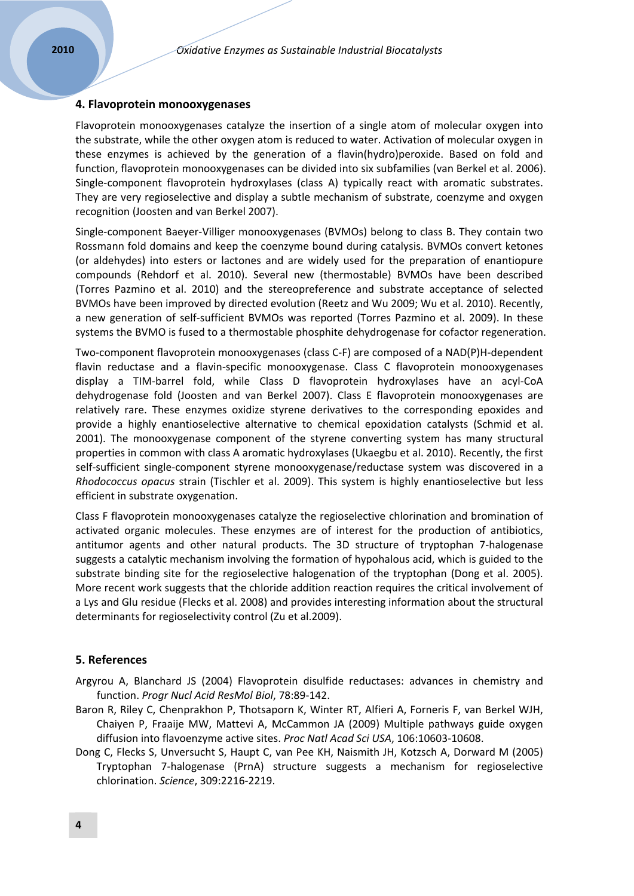## 4. Flavoprotein monooxygenases

Flavoprotein monooxygenases catalyze the insertion of a single atom of molecular oxygen into the substrate, while the other oxygen atom is reduced to water. Activation of molecular oxygen in these enzymes is achieved by the generation of a flavin(hydro)peroxide. Based on fold and function, flavoprotein monooxygenases can be divided into six subfamilies (van Berkel et al. 2006). Single-component flavoprotein hydroxylases (class A) typically react with aromatic substrates. They are very regioselective and display a subtle mechanism of substrate, coenzyme and oxygen recognition (Joosten and van Berkel 2007).

Single-component Baeyer-Villiger monooxygenases (BVMOs) belong to class B. They contain two Rossmann fold domains and keep the coenzyme bound during catalysis. BVMOs convert ketones (or aldehydes) into esters or lactones and are widely used for the preparation of enantiopure compounds (Rehdorf et al. 2010). Several new (thermostable) BVMOs have been described (Torres Pazmino et al. 2010) and the stereopreference and substrate acceptance of selected BVMOs have been improved by directed evolution (Reetz and Wu 2009; Wu et al. 2010). Recently, a new generation of self-sufficient BVMOs was reported (Torres Pazmino et al. 2009). In these systems the BVMO is fused to a thermostable phosphite dehydrogenase for cofactor regeneration.

Two-component flavoprotein monooxygenases (class C-F) are composed of a NAD(P)H-dependent flavin reductase and a flavin-specific monooxygenase. Class C flavoprotein monooxygenases display a TIM-barrel fold, while Class D flavoprotein hydroxylases have an acyl-CoA dehydrogenase fold (Joosten and van Berkel 2007). Class E flavoprotein monooxygenases are relatively rare. These enzymes oxidize styrene derivatives to the corresponding epoxides and provide a highly enantioselective alternative to chemical epoxidation catalysts (Schmid et al. 2001). The monooxygenase component of the styrene converting system has many structural properties in common with class A aromatic hydroxylases (Ukaegbu et al. 2010). Recently, the first self-sufficient single-component styrene monooxygenase/reductase system was discovered in a *Rhodococcus opacus* strain (Tischler et al. 2009). This system is highly enantioselective but less efficient in substrate oxygenation.

Class F flavoprotein monooxygenases catalyze the regioselective chlorination and bromination of activated organic molecules. These enzymes are of interest for the production of antibiotics, antitumor agents and other natural products. The 3D structure of tryptophan 7-halogenase suggests a catalytic mechanism involving the formation of hypohalous acid, which is guided to the substrate binding site for the regioselective halogenation of the tryptophan (Dong et al. 2005). More recent work suggests that the chloride addition reaction requires the critical involvement of a Lys and Glu residue (Flecks et al. 2008) and provides interesting information about the structural determinants for regioselectivity control (Zu et al.2009).

## 5. References

Argyrou A, Blanchard JS (2004) Flavoprotein disulfide reductases: advances in chemistry and function. *Progr Nucl Acid ResMol Biol*, 78:89-142.

Baron R, Riley C, Chenprakhon P, Thotsaporn K, Winter RT, Alfieri A, Forneris F, van Berkel WJH, Chaiyen P, Fraaije MW, Mattevi A, McCammon JA (2009) Multiple pathways guide oxygen diffusion into flavoenzyme active sites. *Proc Natl Acad Sci USA*, 106:10603-10608.

Dong C, Flecks S, Unversucht S, Haupt C, van Pee KH, Naismith JH, Kotzsch A, Dorward M (2005) Tryptophan 7-halogenase (PrnA) structure suggests a mechanism for regioselective chlorination. *Science*, 309:2216-2219.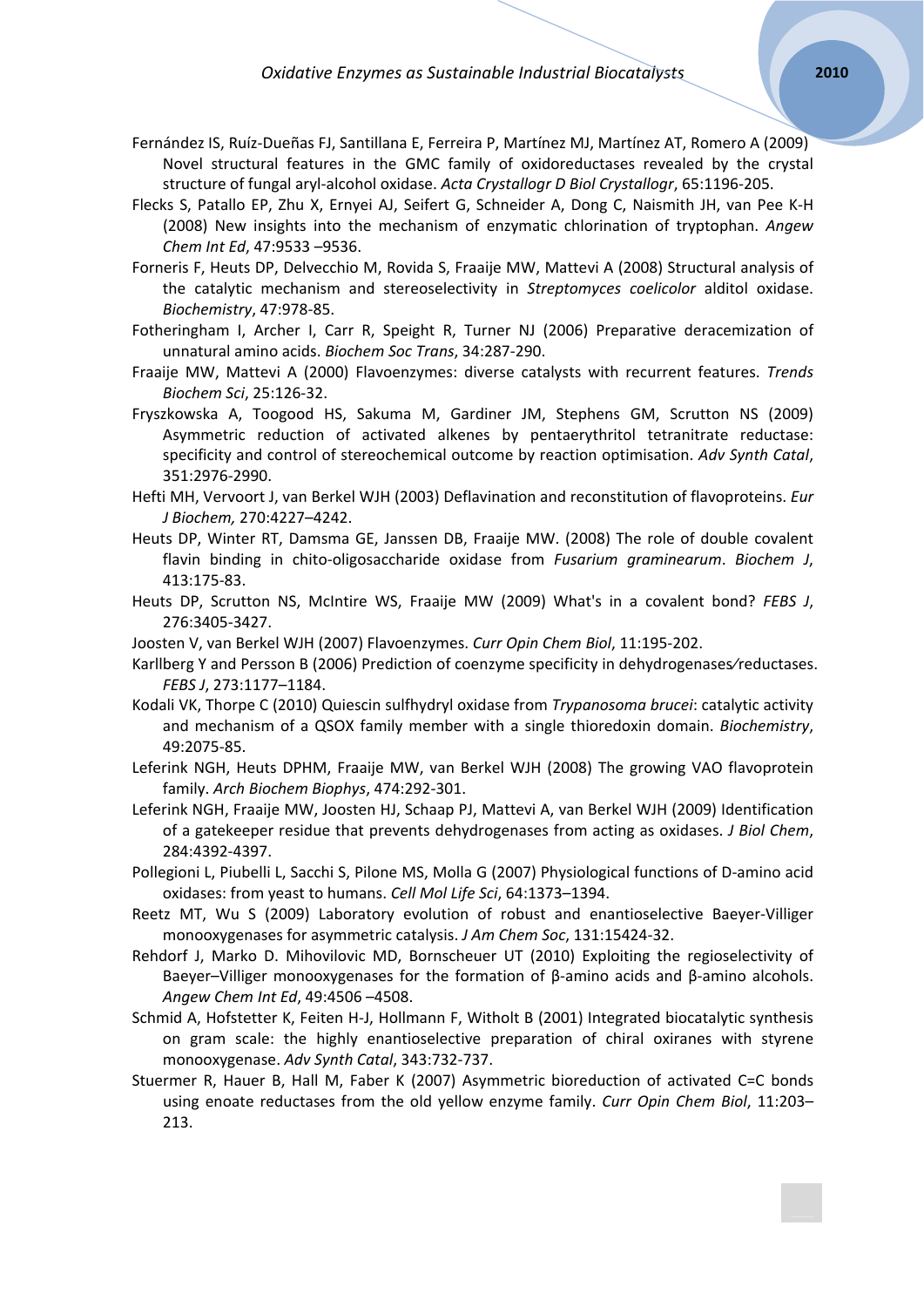Fernández IS, Ruíz-Dueñas FJ, Santillana E, Ferreira P, Martínez MJ, Martínez AT, Romero A (2009) Novel structural features in the GMC family of oxidoreductases revealed by the crystal structure of fungal aryl-alcohol oxidase. *Acta Crystallogr D Biol Crystallogr*, 65:1196-205.

Flecks S, Patallo EP, Zhu X, Ernyei AJ, Seifert G, Schneider A, Dong C, Naismith JH, van Pee K-H (2008) New insights into the mechanism of enzymatic chlorination of tryptophan. *Angew Chem Int Ed*, 47:9533 –9536.

Forneris F, Heuts DP, Delvecchio M, Rovida S, Fraaije MW, Mattevi A (2008) Structural analysis of the catalytic mechanism and stereoselectivity in *Streptomyces coelicolor* alditol oxidase. *Biochemistry*, 47:978-85.

Fotheringham I, Archer I, Carr R, Speight R, Turner NJ (2006) Preparative deracemization of unnatural amino acids. *Biochem Soc Trans*, 34:287-290.

Fraaije MW, Mattevi A (2000) Flavoenzymes: diverse catalysts with recurrent features. *Trends Biochem Sci*, 25:126-32.

Fryszkowska A, Toogood HS, Sakuma M, Gardiner JM, Stephens GM, Scrutton NS (2009) Asymmetric reduction of activated alkenes by pentaerythritol tetranitrate reductase: specificity and control of stereochemical outcome by reaction optimisation. *Adv Synth Catal*, 351:2976-2990.

Hefti MH, Vervoort J, van Berkel WJH (2003) Deflavination and reconstitution of flavoproteins. *Eur J Biochem,* 270:4227–4242.

Heuts DP, Winter RT, Damsma GE, Janssen DB, Fraaije MW. (2008) The role of double covalent flavin binding in chito-oligosaccharide oxidase from *Fusarium graminearum*. *Biochem J*, 413:175-83.

Heuts DP, Scrutton NS, McIntire WS, Fraaije MW (2009) What's in a covalent bond? *FEBS J*, 276:3405-3427.

Joosten V, van Berkel WJH (2007) Flavoenzymes. *Curr Opin Chem Biol*, 11:195-202.

Karllberg Y and Persson B (2006) Prediction of coenzyme specificity in dehydrogenases⁄reductases. *FEBS J*, 273:1177–1184.

Kodali VK, Thorpe C (2010) Quiescin sulfhydryl oxidase from *Trypanosoma brucei*: catalytic activity and mechanism of a QSOX family member with a single thioredoxin domain. *Biochemistry*, 49:2075-85.

Leferink NGH, Heuts DPHM, Fraaije MW, van Berkel WJH (2008) The growing VAO flavoprotein family. *Arch Biochem Biophys*, 474:292-301.

Leferink NGH, Fraaije MW, Joosten HJ, Schaap PJ, Mattevi A, van Berkel WJH (2009) Identification of a gatekeeper residue that prevents dehydrogenases from acting as oxidases. *J Biol Chem*, 284:4392-4397.

Pollegioni L, Piubelli L, Sacchi S, Pilone MS, Molla G (2007) Physiological functions of D-amino acid oxidases: from yeast to humans. *Cell Mol Life Sci*, 64:1373–1394.

Reetz MT, Wu S (2009) Laboratory evolution of robust and enantioselective Baeyer-Villiger monooxygenases for asymmetric catalysis. *J Am Chem Soc*, 131:15424-32.

Rehdorf J, Marko D. Mihovilovic MD, Bornscheuer UT (2010) Exploiting the regioselectivity of Baeyer–Villiger monooxygenases for the formation of β-amino acids and β-amino alcohols. *Angew Chem Int Ed*, 49:4506 –4508.

Schmid A, Hofstetter K, Feiten H-J, Hollmann F, Witholt B (2001) Integrated biocatalytic synthesis on gram scale: the highly enantioselective preparation of chiral oxiranes with styrene monooxygenase. *Adv Synth Catal*, 343:732-737.

Stuermer R, Hauer B, Hall M, Faber K (2007) Asymmetric bioreduction of activated C=C bonds using enoate reductases from the old yellow enzyme family. *Curr Opin Chem Biol*, 11:203–213.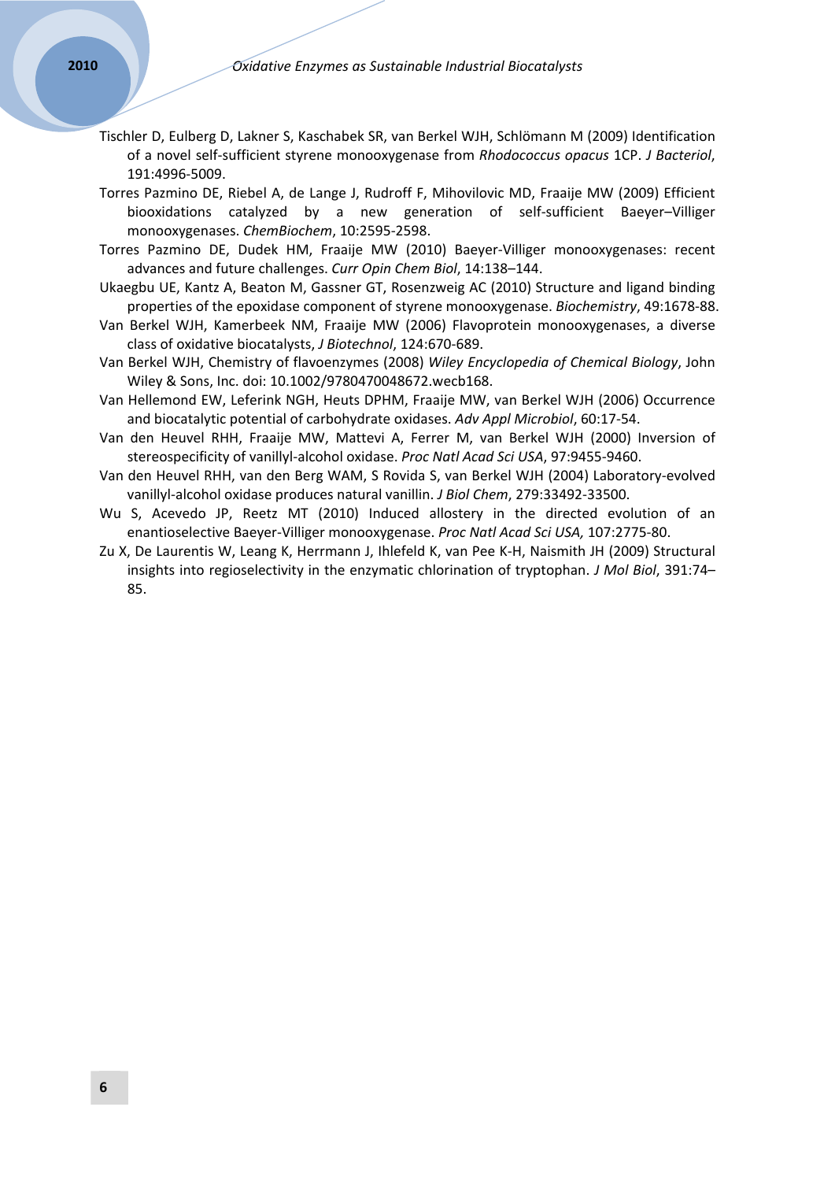Tischler D, Eulberg D, Lakner S, Kaschabek SR, van Berkel WJH, Schlömann M (2009) Identification of a novel self-sufficient styrene monooxygenase from *Rhodococcus opacus* 1CP. *J Bacteriol*, 191:4996-5009.

Torres Pazmino DE, Riebel A, de Lange J, Rudroff F, Mihovilovic MD, Fraaije MW (2009) Efficient biooxidations catalyzed by a new generation of self-sufficient Baeyer–Villiger monooxygenases. *ChemBiochem*, 10:2595-2598.

Torres Pazmino DE, Dudek HM, Fraaije MW (2010) Baeyer-Villiger monooxygenases: recent advances and future challenges. *Curr Opin Chem Biol*, 14:138–144.

Ukaegbu UE, Kantz A, Beaton M, Gassner GT, Rosenzweig AC (2010) Structure and ligand binding properties of the epoxidase component of styrene monooxygenase. *Biochemistry*, 49:1678-88.

Van Berkel WJH, Kamerbeek NM, Fraaije MW (2006) Flavoprotein monooxygenases, a diverse class of oxidative biocatalysts, *J Biotechnol*, 124:670-689.

Van Berkel WJH, Chemistry of flavoenzymes (2008) *Wiley Encyclopedia of Chemical Biology*, John Wiley & Sons, Inc. doi: 10.1002/9780470048672.wecb168.

Van Hellemond EW, Leferink NGH, Heuts DPHM, Fraaije MW, van Berkel WJH (2006) Occurrence and biocatalytic potential of carbohydrate oxidases. *Adv Appl Microbiol*, 60:17-54.

Van den Heuvel RHH, Fraaije MW, Mattevi A, Ferrer M, van Berkel WJH (2000) Inversion of stereospecificity of vanillyl-alcohol oxidase. *Proc Natl Acad Sci USA*, 97:9455-9460.

Van den Heuvel RHH, van den Berg WAM, S Rovida S, van Berkel WJH (2004) Laboratory-evolved vanillyl-alcohol oxidase produces natural vanillin. *J Biol Chem*, 279:33492-33500.

Wu S, Acevedo JP, Reetz MT (2010) Induced allostery in the directed evolution of an enantioselective Baeyer-Villiger monooxygenase. *Proc Natl Acad Sci USA,* 107:2775-80.

Zu X, De Laurentis W, Leang K, Herrmann J, Ihlefeld K, van Pee K-H, Naismith JH (2009) Structural insights into regioselectivity in the enzymatic chlorination of tryptophan. *J Mol Biol*, 391:74–85.